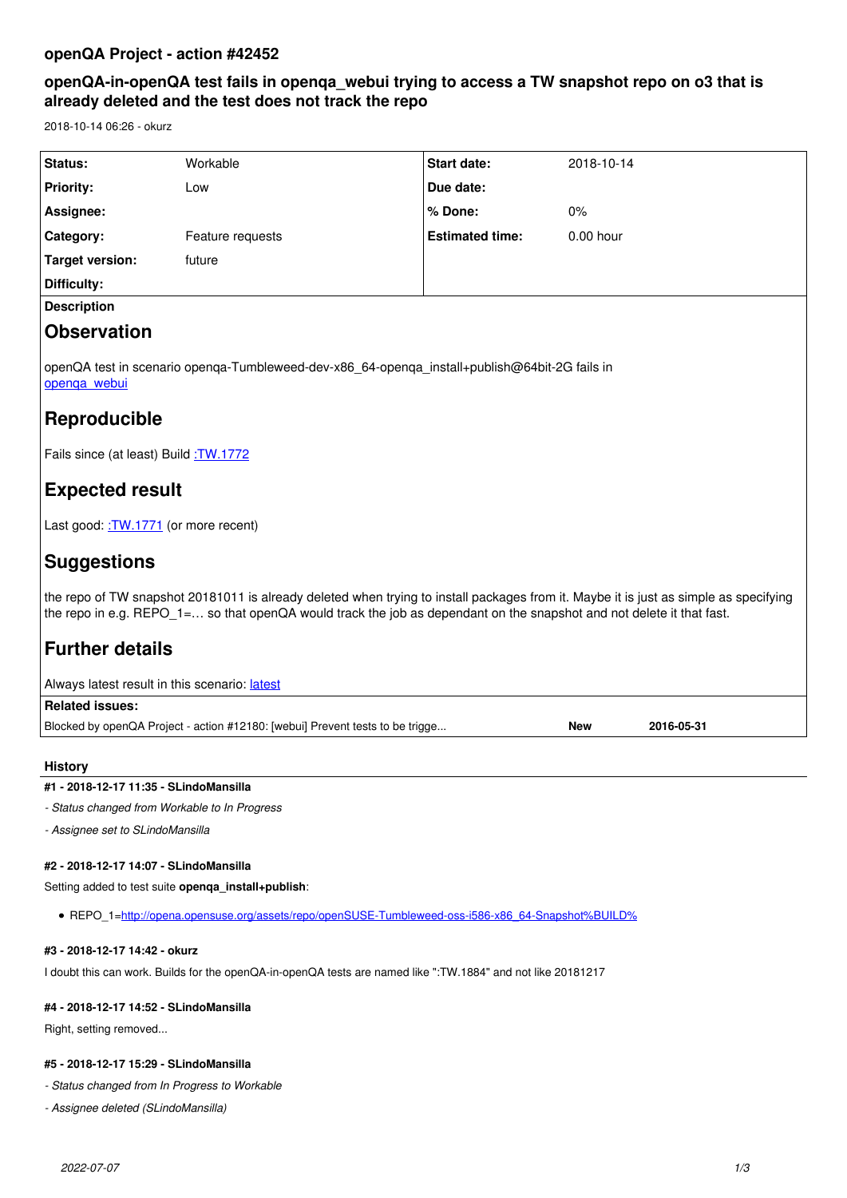# openQA Project - action #42452

## openQA-in-openQA test fails in openqa_webui trying to access a TW snapshot repo on o3 that is already deleted and the test does not track the repo

2018-10-14 06:26 - okurz

| Status: | Workable | Start date: | 2018-10-14 |
|---|---|---|---|
| Priority: | Low | Due date: | |
| Assignee: | | % Done: | 0% |
| Category: | Feature requests | Estimated time: | 0.00 hour |
| Target version: | future | | |
| Difficulty: | | | |

**Description**

## Observation

openQA test in scenario openqa-Tumbleweed-dev-x86_64-openqa_install+publish@64bit-2G fails in openqa_webui

## Reproducible

Fails since (at least) Build :TW.1772

## Expected result

Last good: :TW.1771 (or more recent)

## Suggestions

the repo of TW snapshot 20181011 is already deleted when trying to install packages from it. Maybe it is just as simple as specifying the repo in e.g. REPO_1=… so that openQA would track the job as dependant on the snapshot and not delete it that fast.

## Further details

Always latest result in this scenario: latest

**Related issues:**

| Blocked by openQA Project - action #12180: [webui] Prevent tests to be trigge... | New | 2016-05-31 |
|---|---|---|

**History**

**#1 - 2018-12-17 11:35 - SLindoMansilla**

*- Status changed from Workable to In Progress*

*- Assignee set to SLindoMansilla*

**#2 - 2018-12-17 14:07 - SLindoMansilla**

Setting added to test suite **openqa_install+publish**:

- REPO_1=http://opena.opensuse.org/assets/repo/openSUSE-Tumbleweed-oss-i586-x86_64-Snapshot%BUILD%

**#3 - 2018-12-17 14:42 - okurz**

I doubt this can work. Builds for the openQA-in-openQA tests are named like ":TW.1884" and not like 20181217

**#4 - 2018-12-17 14:52 - SLindoMansilla**

Right, setting removed...

**#5 - 2018-12-17 15:29 - SLindoMansilla**

*- Status changed from In Progress to Workable*

*- Assignee deleted (SLindoMansilla)*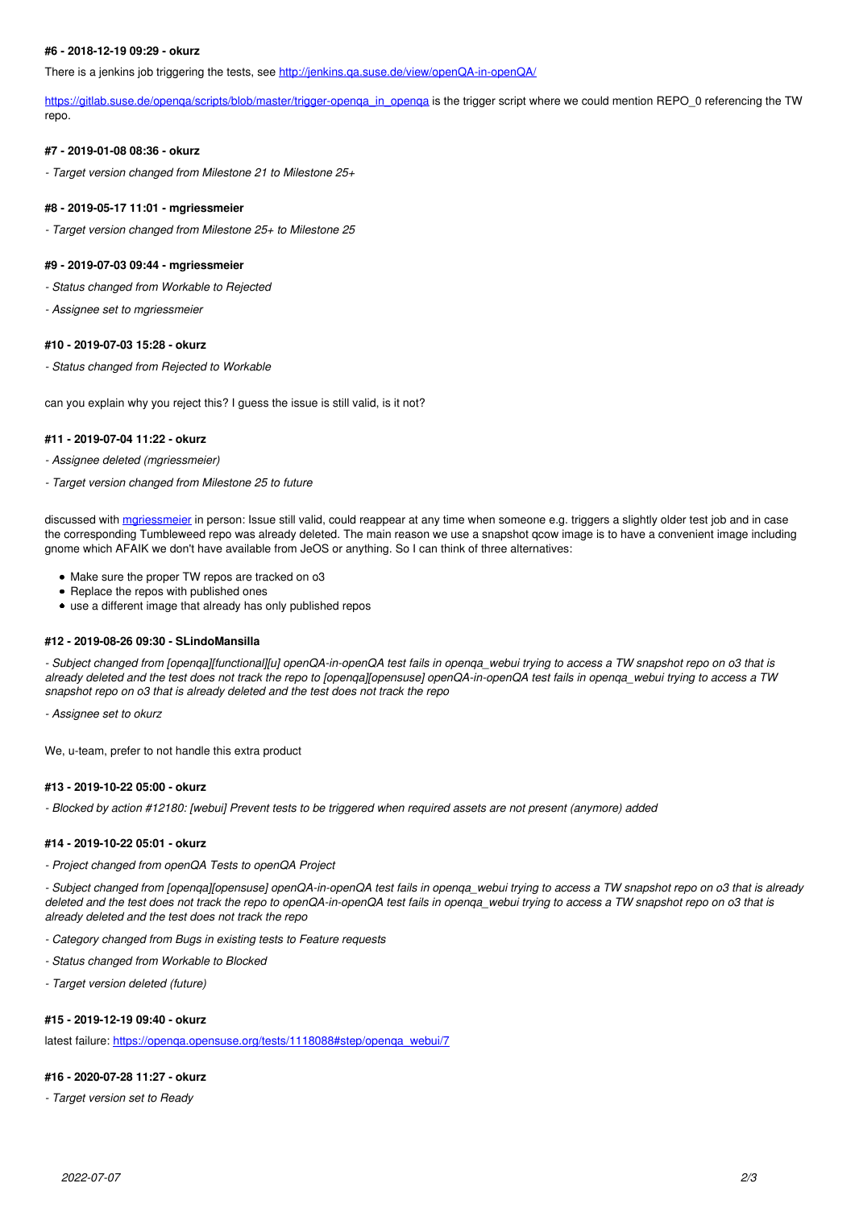#### #6 - 2018-12-19 09:29 - okurz

There is a jenkins job triggering the tests, see [http://jenkins.qa.suse.de/view/openQA-in-openQA/](http://jenkins.qa.suse.de/view/openQA-in-openQA/)

[https://gitlab.suse.de/openqa/scripts/blob/master/trigger-openqa_in_openqa](https://gitlab.suse.de/openqa/scripts/blob/master/trigger-openqa_in_openqa) is the trigger script where we could mention REPO_0 referencing the TW repo.

#### #7 - 2019-01-08 08:36 - okurz

*- Target version changed from Milestone 21 to Milestone 25+*

#### #8 - 2019-05-17 11:01 - mgriessmeier

*- Target version changed from Milestone 25+ to Milestone 25*

#### #9 - 2019-07-03 09:44 - mgriessmeier

*- Status changed from Workable to Rejected*

*- Assignee set to mgriessmeier*

#### #10 - 2019-07-03 15:28 - okurz

*- Status changed from Rejected to Workable*

can you explain why you reject this? I guess the issue is still valid, is it not?

#### #11 - 2019-07-04 11:22 - okurz

*- Assignee deleted (mgriessmeier)*

*- Target version changed from Milestone 25 to future*

discussed with mgriessmeier in person: Issue still valid, could reappear at any time when someone e.g. triggers a slightly older test job and in case the corresponding Tumbleweed repo was already deleted. The main reason we use a snapshot qcow image is to have a convenient image including gnome which AFAIK we don't have available from JeOS or anything. So I can think of three alternatives:

- Make sure the proper TW repos are tracked on o3
- Replace the repos with published ones
- use a different image that already has only published repos

#### #12 - 2019-08-26 09:30 - SLindoMansilla

*- Subject changed from [openqa][functional][u] openQA-in-openQA test fails in openqa_webui trying to access a TW snapshot repo on o3 that is already deleted and the test does not track the repo to [openqa][opensuse] openQA-in-openQA test fails in openqa_webui trying to access a TW snapshot repo on o3 that is already deleted and the test does not track the repo*

*- Assignee set to okurz*

We, u-team, prefer to not handle this extra product

#### #13 - 2019-10-22 05:00 - okurz

*- Blocked by action #12180: [webui] Prevent tests to be triggered when required assets are not present (anymore) added*

#### #14 - 2019-10-22 05:01 - okurz

*- Project changed from openQA Tests to openQA Project*

*- Subject changed from [openqa][opensuse] openQA-in-openQA test fails in openqa_webui trying to access a TW snapshot repo on o3 that is already deleted and the test does not track the repo to openQA-in-openQA test fails in openqa_webui trying to access a TW snapshot repo on o3 that is already deleted and the test does not track the repo*

*- Category changed from Bugs in existing tests to Feature requests*

*- Status changed from Workable to Blocked*

*- Target version deleted (future)*

#### #15 - 2019-12-19 09:40 - okurz

latest failure: [https://openqa.opensuse.org/tests/1118088#step/openqa_webui/7](https://openqa.opensuse.org/tests/1118088#step/openqa_webui/7)

#### #16 - 2020-07-28 11:27 - okurz

*- Target version set to Ready*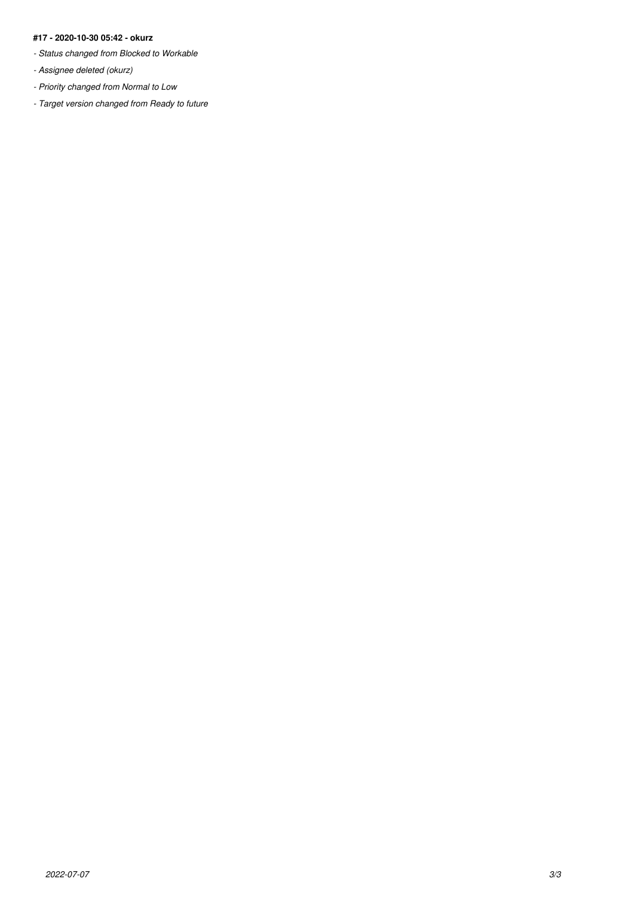**#17 - 2020-10-30 05:42 - okurz**

*- Status changed from Blocked to Workable*

*- Assignee deleted (okurz)*

*- Priority changed from Normal to Low*

*- Target version changed from Ready to future*